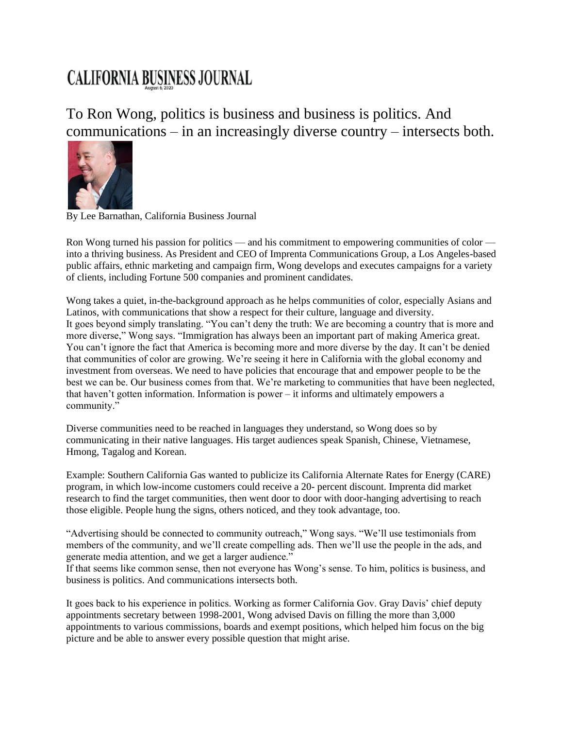# CALIFORNIA BUSINESS JOURNAL

August 6, 2020

## To Ron Wong, politics is business and business is politics. And communications – in an increasingly diverse country – intersects both.

By Lee Barnathan, California Business Journal

Ron Wong turned his passion for politics — and his commitment to empowering communities of color — into a thriving business. As President and CEO of Imprenta Communications Group, a Los Angeles-based public affairs, ethnic marketing and campaign firm, Wong develops and executes campaigns for a variety of clients, including Fortune 500 companies and prominent candidates.

Wong takes a quiet, in-the-background approach as he helps communities of color, especially Asians and Latinos, with communications that show a respect for their culture, language and diversity.
It goes beyond simply translating. "You can't deny the truth: We are becoming a country that is more and more diverse," Wong says. "Immigration has always been an important part of making America great. You can't ignore the fact that America is becoming more and more diverse by the day. It can't be denied that communities of color are growing. We're seeing it here in California with the global economy and investment from overseas. We need to have policies that encourage that and empower people to be the best we can be. Our business comes from that. We're marketing to communities that have been neglected, that haven't gotten information. Information is power – it informs and ultimately empowers a community."

Diverse communities need to be reached in languages they understand, so Wong does so by communicating in their native languages. His target audiences speak Spanish, Chinese, Vietnamese, Hmong, Tagalog and Korean.

Example: Southern California Gas wanted to publicize its California Alternate Rates for Energy (CARE) program, in which low-income customers could receive a 20- percent discount. Imprenta did market research to find the target communities, then went door to door with door-hanging advertising to reach those eligible. People hung the signs, others noticed, and they took advantage, too.

"Advertising should be connected to community outreach," Wong says. "We'll use testimonials from members of the community, and we'll create compelling ads. Then we'll use the people in the ads, and generate media attention, and we get a larger audience."
If that seems like common sense, then not everyone has Wong's sense. To him, politics is business, and business is politics. And communications intersects both.

It goes back to his experience in politics. Working as former California Gov. Gray Davis' chief deputy appointments secretary between 1998-2001, Wong advised Davis on filling the more than 3,000 appointments to various commissions, boards and exempt positions, which helped him focus on the big picture and be able to answer every possible question that might arise.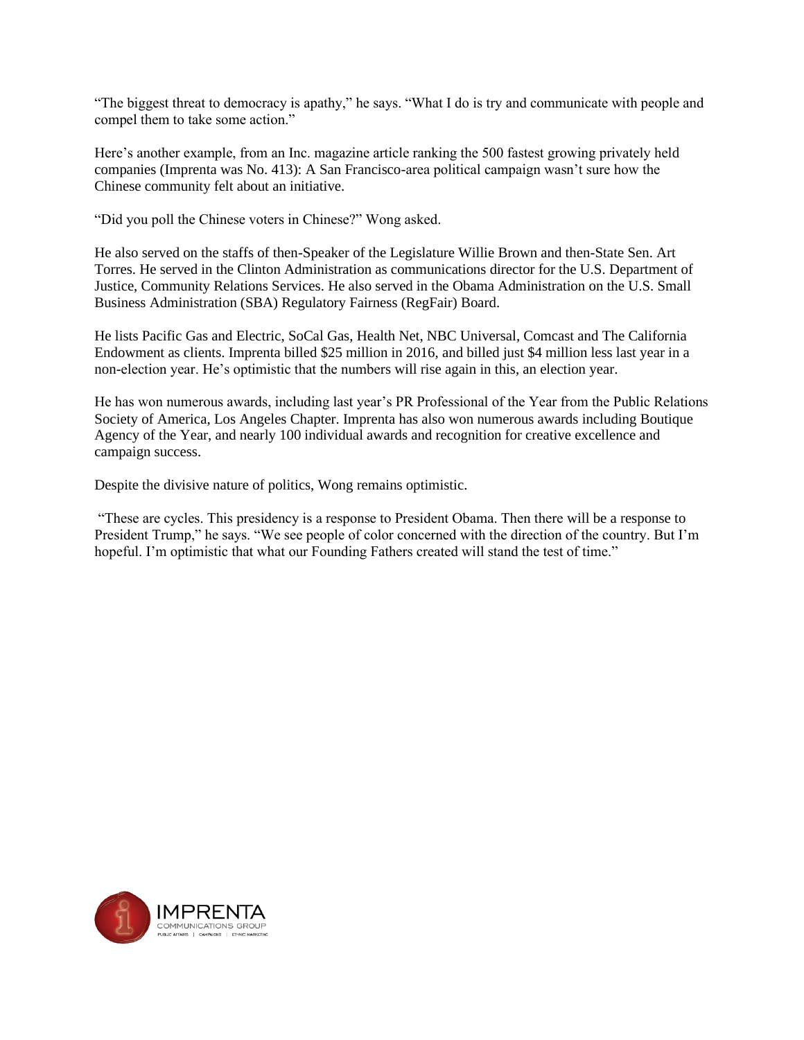"The biggest threat to democracy is apathy," he says. "What I do is try and communicate with people and compel them to take some action."

Here's another example, from an Inc. magazine article ranking the 500 fastest growing privately held companies (Imprenta was No. 413): A San Francisco-area political campaign wasn't sure how the Chinese community felt about an initiative.

"Did you poll the Chinese voters in Chinese?" Wong asked.

He also served on the staffs of then-Speaker of the Legislature Willie Brown and then-State Sen. Art Torres. He served in the Clinton Administration as communications director for the U.S. Department of Justice, Community Relations Services. He also served in the Obama Administration on the U.S. Small Business Administration (SBA) Regulatory Fairness (RegFair) Board.

He lists Pacific Gas and Electric, SoCal Gas, Health Net, NBC Universal, Comcast and The California Endowment as clients. Imprenta billed $25 million in 2016, and billed just $4 million less last year in a non-election year. He's optimistic that the numbers will rise again in this, an election year.

He has won numerous awards, including last year's PR Professional of the Year from the Public Relations Society of America, Los Angeles Chapter. Imprenta has also won numerous awards including Boutique Agency of the Year, and nearly 100 individual awards and recognition for creative excellence and campaign success.

Despite the divisive nature of politics, Wong remains optimistic.

"These are cycles. This presidency is a response to President Obama. Then there will be a response to President Trump," he says. "We see people of color concerned with the direction of the country. But I'm hopeful. I'm optimistic that what our Founding Fathers created will stand the test of time."

IMPRENTA
COMMUNICATIONS GROUP
PUBLIC AFFAIRS | CAMPAIGNS | ETHNIC MARKETING